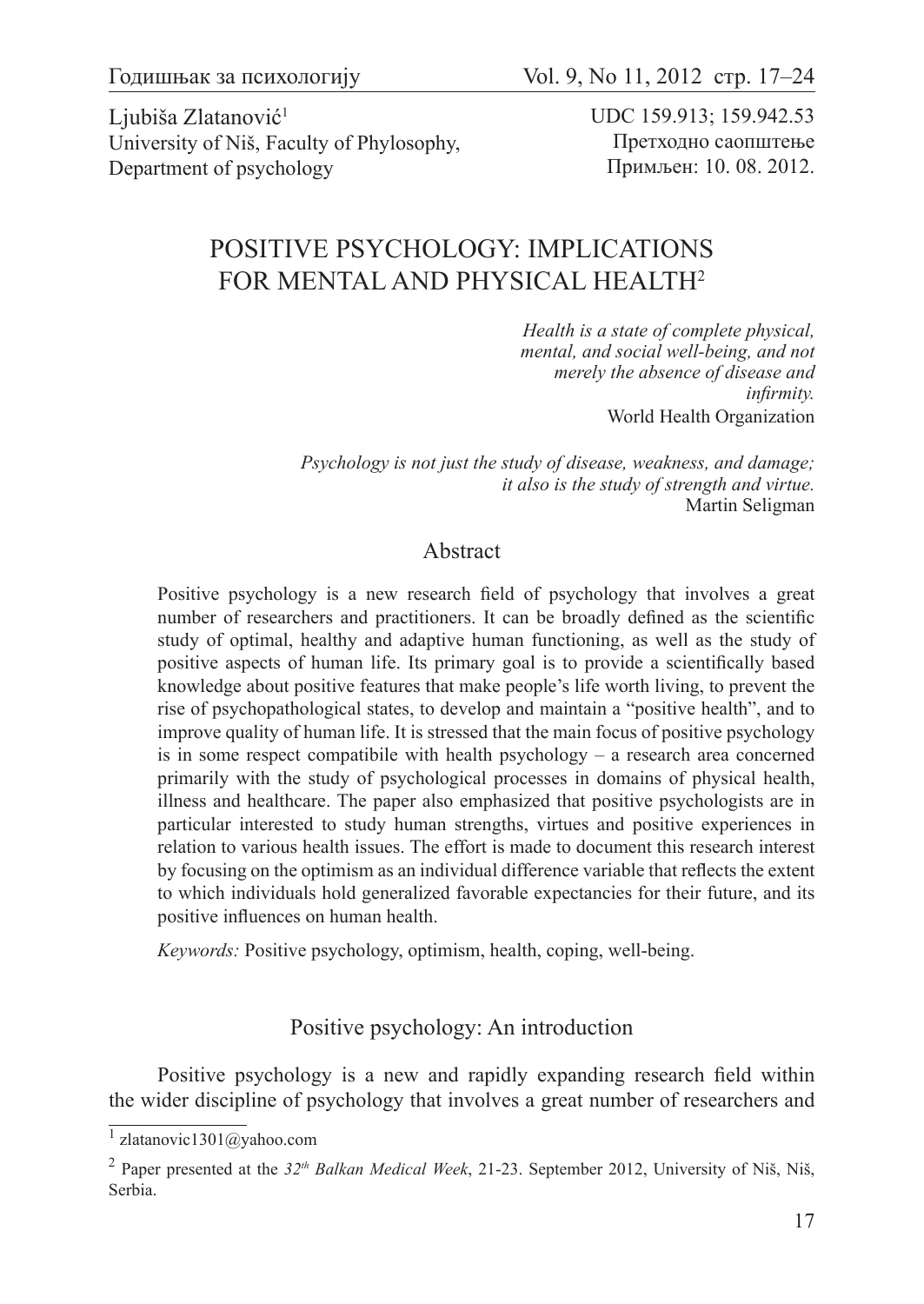Ljubiša Zlatanović[1]
University of Niš, Faculty of Phylosophy, Department of psychology

UDC 159.913; 159.942.53
Претходно саопштење
Примљен: 10. 08. 2012.

# POSITIVE PSYCHOLOGY: IMPLICATIONS FOR MENTAL AND PHYSICAL HEALTH[2]

*Health is a state of complete physical, mental, and social well-being, and not merely the absence of disease and infirmity.*
World Health Organization

*Psychology is not just the study of disease, weakness, and damage; it also is the study of strength and virtue.*
Martin Seligman

## Abstract

Positive psychology is a new research field of psychology that involves a great number of researchers and practitioners. It can be broadly defined as the scientific study of optimal, healthy and adaptive human functioning, as well as the study of positive aspects of human life. Its primary goal is to provide a scientifically based knowledge about positive features that make people's life worth living, to prevent the rise of psychopathological states, to develop and maintain a "positive health", and to improve quality of human life. It is stressed that the main focus of positive psychology is in some respect compatibile with health psychology – a research area concerned primarily with the study of psychological processes in domains of physical health, illness and healthcare. The paper also emphasized that positive psychologists are in particular interested to study human strengths, virtues and positive experiences in relation to various health issues. The effort is made to document this research interest by focusing on the optimism as an individual difference variable that reflects the extent to which individuals hold generalized favorable expectancies for their future, and its positive influences on human health.

*Keywords:* Positive psychology, optimism, health, coping, well-being.

## Positive psychology: An introduction

Positive psychology is a new and rapidly expanding research field within the wider discipline of psychology that involves a great number of researchers and

[1] zlatanovic1301@yahoo.com

[2] Paper presented at the *32th Balkan Medical Week*, 21-23. September 2012, University of Niš, Niš, Serbia.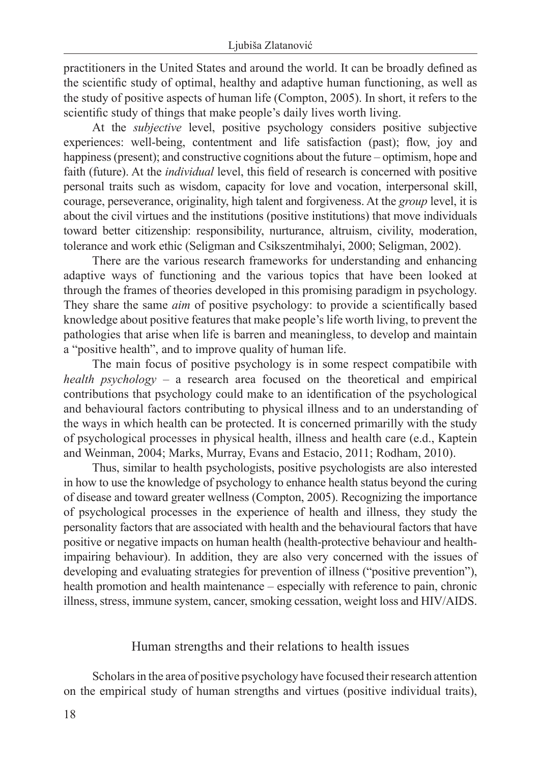practitioners in the United States and around the world. It can be broadly defined as the scientific study of optimal, healthy and adaptive human functioning, as well as the study of positive aspects of human life (Compton, 2005). In short, it refers to the scientific study of things that make people's daily lives worth living.

At the *subjective* level, positive psychology considers positive subjective experiences: well-being, contentment and life satisfaction (past); flow, joy and happiness (present); and constructive cognitions about the future – optimism, hope and faith (future). At the *individual* level, this field of research is concerned with positive personal traits such as wisdom, capacity for love and vocation, interpersonal skill, courage, perseverance, originality, high talent and forgiveness. At the *group* level, it is about the civil virtues and the institutions (positive institutions) that move individuals toward better citizenship: responsibility, nurturance, altruism, civility, moderation, tolerance and work ethic (Seligman and Csikszentmihalyi, 2000; Seligman, 2002).

There are the various research frameworks for understanding and enhancing adaptive ways of functioning and the various topics that have been looked at through the frames of theories developed in this promising paradigm in psychology. They share the same *aim* of positive psychology: to provide a scientifically based knowledge about positive features that make people's life worth living, to prevent the pathologies that arise when life is barren and meaningless, to develop and maintain a "positive health", and to improve quality of human life.

The main focus of positive psychology is in some respect compatibile with *health psychology* – a research area focused on the theoretical and empirical contributions that psychology could make to an identification of the psychological and behavioural factors contributing to physical illness and to an understanding of the ways in which health can be protected. It is concerned primarilly with the study of psychological processes in physical health, illness and health care (e.d., Kaptein and Weinman, 2004; Marks, Murray, Evans and Estacio, 2011; Rodham, 2010).

Thus, similar to health psychologists, positive psychologists are also interested in how to use the knowledge of psychology to enhance health status beyond the curing of disease and toward greater wellness (Compton, 2005). Recognizing the importance of psychological processes in the experience of health and illness, they study the personality factors that are associated with health and the behavioural factors that have positive or negative impacts on human health (health-protective behaviour and health-impairing behaviour). In addition, they are also very concerned with the issues of developing and evaluating strategies for prevention of illness ("positive prevention"), health promotion and health maintenance – especially with reference to pain, chronic illness, stress, immune system, cancer, smoking cessation, weight loss and HIV/AIDS.

## Human strengths and their relations to health issues

Scholars in the area of positive psychology have focused their research attention on the empirical study of human strengths and virtues (positive individual traits),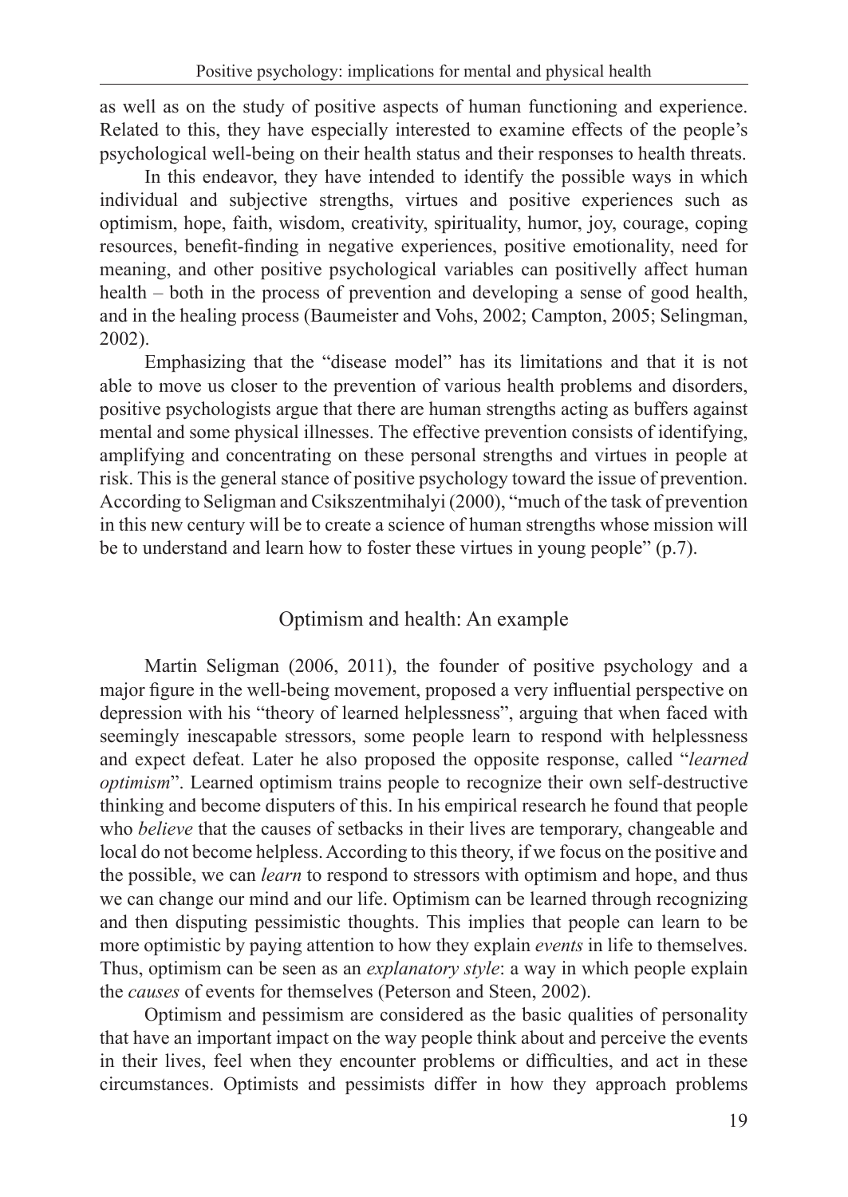as well as on the study of positive aspects of human functioning and experience. Related to this, they have especially interested to examine effects of the people's psychological well-being on their health status and their responses to health threats.

In this endeavor, they have intended to identify the possible ways in which individual and subjective strengths, virtues and positive experiences such as optimism, hope, faith, wisdom, creativity, spirituality, humor, joy, courage, coping resources, benefit-finding in negative experiences, positive emotionality, need for meaning, and other positive psychological variables can positivelly affect human health – both in the process of prevention and developing a sense of good health, and in the healing process (Baumeister and Vohs, 2002; Campton, 2005; Selingman, 2002).

Emphasizing that the "disease model" has its limitations and that it is not able to move us closer to the prevention of various health problems and disorders, positive psychologists argue that there are human strengths acting as buffers against mental and some physical illnesses. The effective prevention consists of identifying, amplifying and concentrating on these personal strengths and virtues in people at risk. This is the general stance of positive psychology toward the issue of prevention. According to Seligman and Csikszentmihalyi (2000), "much of the task of prevention in this new century will be to create a science of human strengths whose mission will be to understand and learn how to foster these virtues in young people" (p.7).

## Optimism and health: An example

Martin Seligman (2006, 2011), the founder of positive psychology and a major figure in the well-being movement, proposed a very influential perspective on depression with his "theory of learned helplessness", arguing that when faced with seemingly inescapable stressors, some people learn to respond with helplessness and expect defeat. Later he also proposed the opposite response, called "*learned optimism*". Learned optimism trains people to recognize their own self-destructive thinking and become disputers of this. In his empirical research he found that people who *believe* that the causes of setbacks in their lives are temporary, changeable and local do not become helpless. According to this theory, if we focus on the positive and the possible, we can *learn* to respond to stressors with optimism and hope, and thus we can change our mind and our life. Optimism can be learned through recognizing and then disputing pessimistic thoughts. This implies that people can learn to be more optimistic by paying attention to how they explain *events* in life to themselves. Thus, optimism can be seen as an *explanatory style*: a way in which people explain the *causes* of events for themselves (Peterson and Steen, 2002).

Optimism and pessimism are considered as the basic qualities of personality that have an important impact on the way people think about and perceive the events in their lives, feel when they encounter problems or difficulties, and act in these circumstances. Optimists and pessimists differ in how they approach problems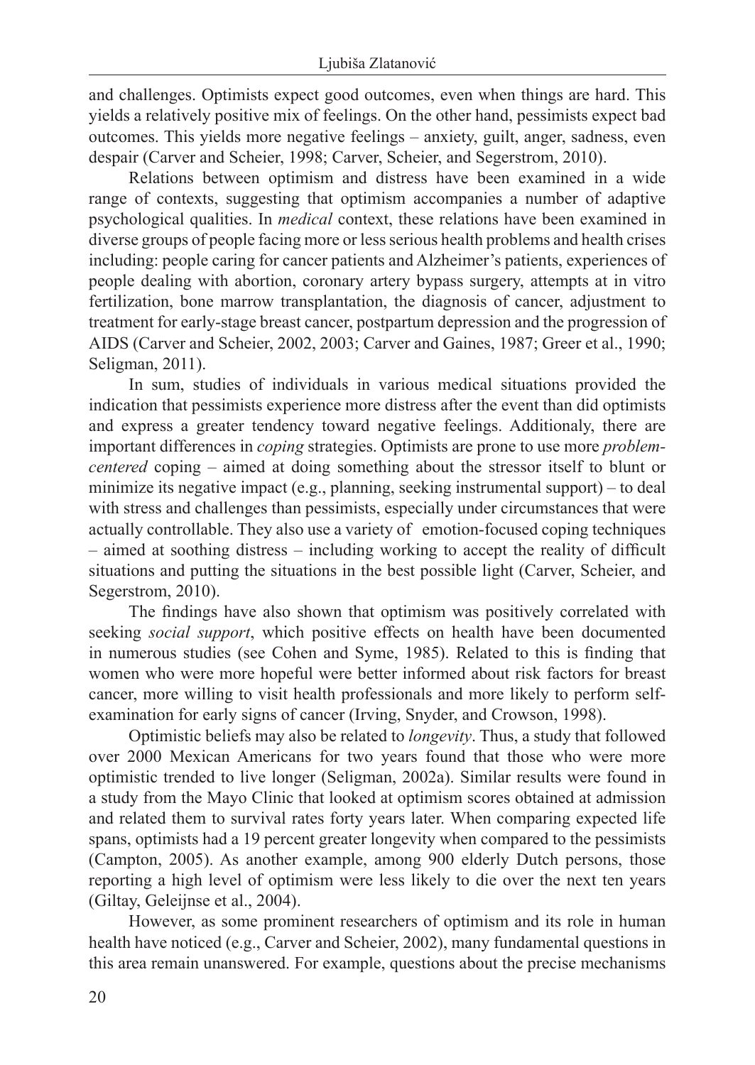and challenges. Optimists expect good outcomes, even when things are hard. This yields a relatively positive mix of feelings. On the other hand, pessimists expect bad outcomes. This yields more negative feelings – anxiety, guilt, anger, sadness, even despair (Carver and Scheier, 1998; Carver, Scheier, and Segerstrom, 2010).

Relations between optimism and distress have been examined in a wide range of contexts, suggesting that optimism accompanies a number of adaptive psychological qualities. In *medical* context, these relations have been examined in diverse groups of people facing more or less serious health problems and health crises including: people caring for cancer patients and Alzheimer's patients, experiences of people dealing with abortion, coronary artery bypass surgery, attempts at in vitro fertilization, bone marrow transplantation, the diagnosis of cancer, adjustment to treatment for early-stage breast cancer, postpartum depression and the progression of AIDS (Carver and Scheier, 2002, 2003; Carver and Gaines, 1987; Greer et al., 1990; Seligman, 2011).

In sum, studies of individuals in various medical situations provided the indication that pessimists experience more distress after the event than did optimists and express a greater tendency toward negative feelings. Additionaly, there are important differences in *coping* strategies. Optimists are prone to use more *problem-centered* coping – aimed at doing something about the stressor itself to blunt or minimize its negative impact (e.g., planning, seeking instrumental support) – to deal with stress and challenges than pessimists, especially under circumstances that were actually controllable. They also use a variety of emotion-focused coping techniques – aimed at soothing distress – including working to accept the reality of difficult situations and putting the situations in the best possible light (Carver, Scheier, and Segerstrom, 2010).

The findings have also shown that optimism was positively correlated with seeking *social support*, which positive effects on health have been documented in numerous studies (see Cohen and Syme, 1985). Related to this is finding that women who were more hopeful were better informed about risk factors for breast cancer, more willing to visit health professionals and more likely to perform self-examination for early signs of cancer (Irving, Snyder, and Crowson, 1998).

Optimistic beliefs may also be related to *longevity*. Thus, a study that followed over 2000 Mexican Americans for two years found that those who were more optimistic trended to live longer (Seligman, 2002a). Similar results were found in a study from the Mayo Clinic that looked at optimism scores obtained at admission and related them to survival rates forty years later. When comparing expected life spans, optimists had a 19 percent greater longevity when compared to the pessimists (Campton, 2005). As another example, among 900 elderly Dutch persons, those reporting a high level of optimism were less likely to die over the next ten years (Giltay, Geleijnse et al., 2004).

However, as some prominent researchers of optimism and its role in human health have noticed (e.g., Carver and Scheier, 2002), many fundamental questions in this area remain unanswered. For example, questions about the precise mechanisms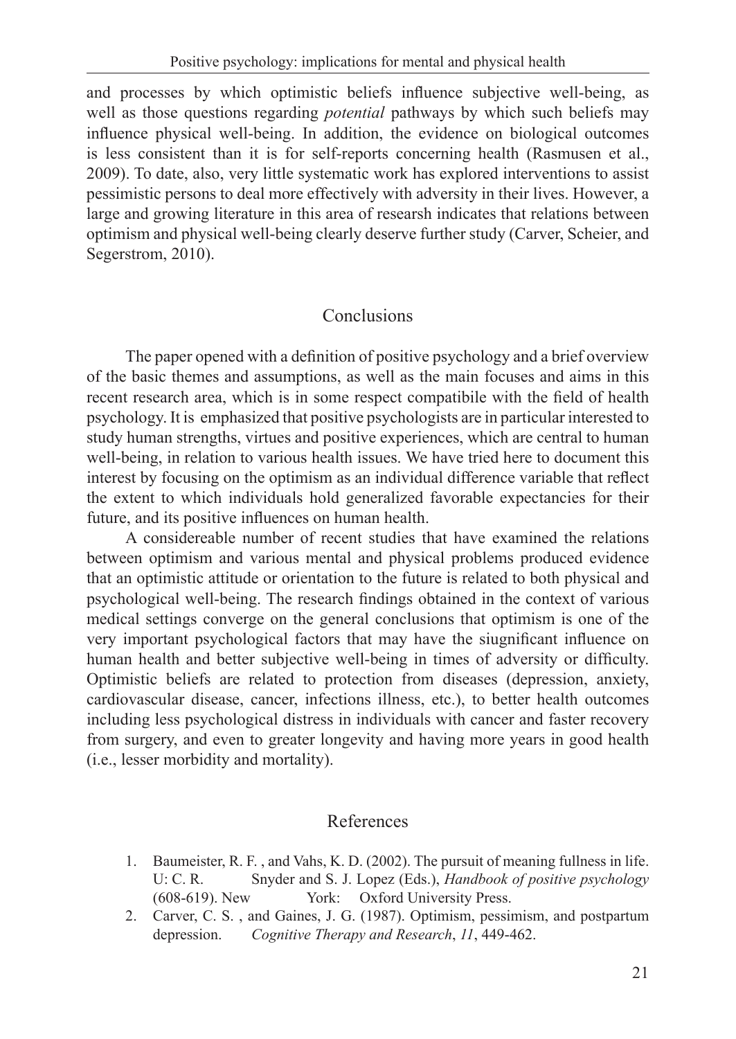and processes by which optimistic beliefs influence subjective well-being, as well as those questions regarding *potential* pathways by which such beliefs may influence physical well-being. In addition, the evidence on biological outcomes is less consistent than it is for self-reports concerning health (Rasmusen et al., 2009). To date, also, very little systematic work has explored interventions to assist pessimistic persons to deal more effectively with adversity in their lives. However, a large and growing literature in this area of researsh indicates that relations between optimism and physical well-being clearly deserve further study (Carver, Scheier, and Segerstrom, 2010).

## Conclusions

The paper opened with a definition of positive psychology and a brief overview of the basic themes and assumptions, as well as the main focuses and aims in this recent research area, which is in some respect compatibile with the field of health psychology. It is emphasized that positive psychologists are in particular interested to study human strengths, virtues and positive experiences, which are central to human well-being, in relation to various health issues. We have tried here to document this interest by focusing on the optimism as an individual difference variable that reflect the extent to which individuals hold generalized favorable expectancies for their future, and its positive influences on human health.

A considereable number of recent studies that have examined the relations between optimism and various mental and physical problems produced evidence that an optimistic attitude or orientation to the future is related to both physical and psychological well-being. The research findings obtained in the context of various medical settings converge on the general conclusions that optimism is one of the very important psychological factors that may have the siugnificant influence on human health and better subjective well-being in times of adversity or difficulty. Optimistic beliefs are related to protection from diseases (depression, anxiety, cardiovascular disease, cancer, infections illness, etc.), to better health outcomes including less psychological distress in individuals with cancer and faster recovery from surgery, and even to greater longevity and having more years in good health (i.e., lesser morbidity and mortality).

## References

1. Baumeister, R. F. , and Vahs, K. D. (2002). The pursuit of meaning fullness in life. U: C. R. Snyder and S. J. Lopez (Eds.), *Handbook of positive psychology* (608-619). New York: Oxford University Press.
2. Carver, C. S. , and Gaines, J. G. (1987). Optimism, pessimism, and postpartum depression. *Cognitive Therapy and Research*, *11*, 449-462.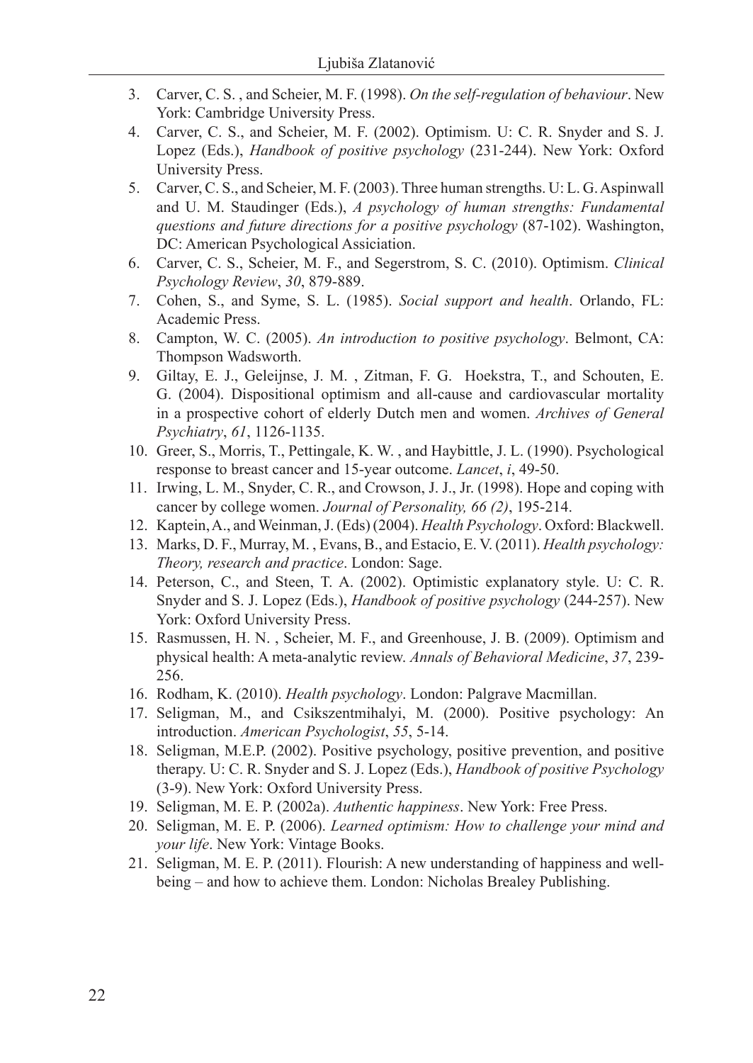3. Carver, C. S. , and Scheier, M. F. (1998). *On the self-regulation of behaviour*. New York: Cambridge University Press.
4. Carver, C. S., and Scheier, M. F. (2002). Optimism. U: C. R. Snyder and S. J. Lopez (Eds.), *Handbook of positive psychology* (231-244). New York: Oxford University Press.
5. Carver, C. S., and Scheier, M. F. (2003). Three human strengths. U: L. G. Aspinwall and U. M. Staudinger (Eds.), *A psychology of human strengths: Fundamental questions and future directions for a positive psychology* (87-102). Washington, DC: American Psychological Assiciation.
6. Carver, C. S., Scheier, M. F., and Segerstrom, S. C. (2010). Optimism. *Clinical Psychology Review*, *30*, 879-889.
7. Cohen, S., and Syme, S. L. (1985). *Social support and health*. Orlando, FL: Academic Press.
8. Campton, W. C. (2005). *An introduction to positive psychology*. Belmont, CA: Thompson Wadsworth.
9. Giltay, E. J., Geleijnse, J. M. , Zitman, F. G. Hoekstra, T., and Schouten, E. G. (2004). Dispositional optimism and all-cause and cardiovascular mortality in a prospective cohort of elderly Dutch men and women. *Archives of General Psychiatry*, *61*, 1126-1135.
10. Greer, S., Morris, T., Pettingale, K. W. , and Haybittle, J. L. (1990). Psychological response to breast cancer and 15-year outcome. *Lancet*, *i*, 49-50.
11. Irwing, L. M., Snyder, C. R., and Crowson, J. J., Jr. (1998). Hope and coping with cancer by college women. *Journal of Personality, 66 (2)*, 195-214.
12. Kaptein, A., and Weinman, J. (Eds) (2004). *Health Psychology*. Oxford: Blackwell.
13. Marks, D. F., Murray, M. , Evans, B., and Estacio, E. V. (2011). *Health psychology: Theory, research and practice*. London: Sage.
14. Peterson, C., and Steen, T. A. (2002). Optimistic explanatory style. U: C. R. Snyder and S. J. Lopez (Eds.), *Handbook of positive psychology* (244-257). New York: Oxford University Press.
15. Rasmussen, H. N. , Scheier, M. F., and Greenhouse, J. B. (2009). Optimism and physical health: A meta-analytic review. *Annals of Behavioral Medicine*, *37*, 239-256.
16. Rodham, K. (2010). *Health psychology*. London: Palgrave Macmillan.
17. Seligman, M., and Csikszentmihalyi, M. (2000). Positive psychology: An introduction. *American Psychologist*, *55*, 5-14.
18. Seligman, M.E.P. (2002). Positive psychology, positive prevention, and positive therapy. U: C. R. Snyder and S. J. Lopez (Eds.), *Handbook of positive Psychology* (3-9). New York: Oxford University Press.
19. Seligman, M. E. P. (2002a). *Authentic happiness*. New York: Free Press.
20. Seligman, M. E. P. (2006). *Learned optimism: How to challenge your mind and your life*. New York: Vintage Books.
21. Seligman, M. E. P. (2011). Flourish: A new understanding of happiness and well-being – and how to achieve them. London: Nicholas Brealey Publishing.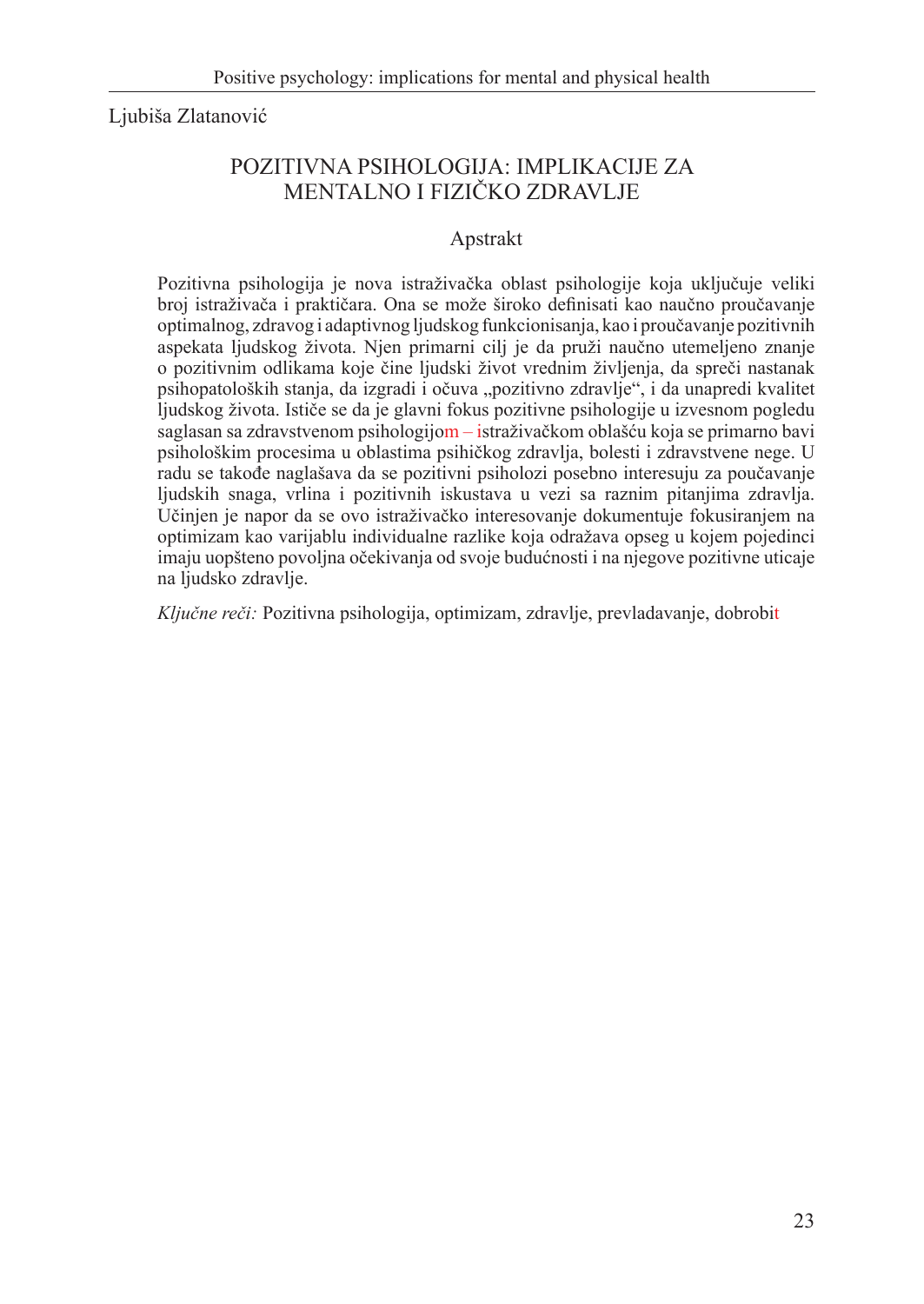Ljubiša Zlatanović

# POZITIVNA PSIHOLOGIJA: IMPLIKACIJE ZA MENTALNO I FIZIČKO ZDRAVLJE

## Apstrakt

Pozitivna psihologija je nova istraživačka oblast psihologije koja uključuje veliki broj istraživača i praktičara. Ona se može široko definisati kao naučno proučavanje optimalnog, zdravog i adaptivnog ljudskog funkcionisanja, kao i proučavanje pozitivnih aspekata ljudskog života. Njen primarni cilj je da pruži naučno utemeljeno znanje o pozitivnim odlikama koje čine ljudski život vrednim življenja, da spreči nastanak psihopatoloških stanja, da izgradi i očuva „pozitivno zdravlje", i da unapredi kvalitet ljudskog života. Ističe se da je glavni fokus pozitivne psihologije u izvesnom pogledu saglasan sa zdravstvenom psihologijom – istraživačkom oblašću koja se primarno bavi psihološkim procesima u oblastima psihičkog zdravlja, bolesti i zdravstvene nege. U radu se takođe naglašava da se pozitivni psiholozi posebno interesuju za poučavanje ljudskih snaga, vrlina i pozitivnih iskustava u vezi sa raznim pitanjima zdravlja. Učinjen je napor da se ovo istraživačko interesovanje dokumentuje fokusiranjem na optimizam kao varijablu individualne razlike koja odražava opseg u kojem pojedinci imaju uopšteno povoljna očekivanja od svoje budućnosti i na njegove pozitivne uticaje na ljudsko zdravlje.

*Ključne reči:* Pozitivna psihologija, optimizam, zdravlje, prevladavanje, dobrobit